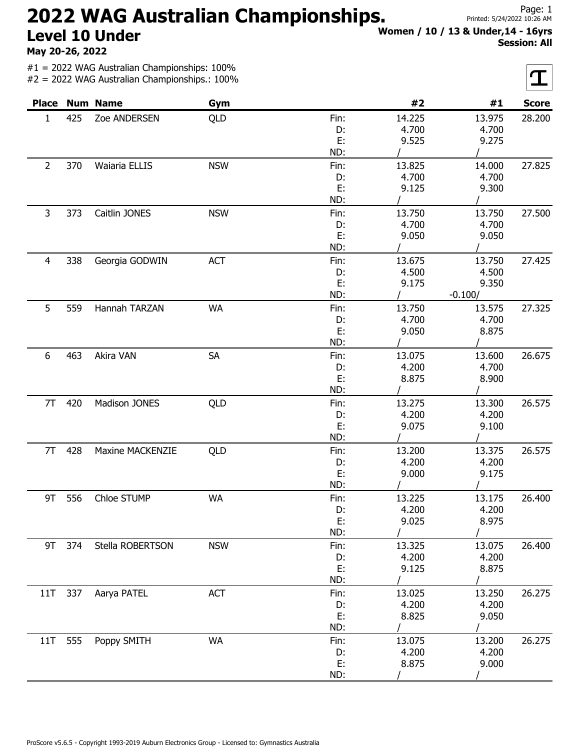# 2022 WAG Australian Championships.

## Level 10 Under

**May 20-26, 2022**

**Women / 10 / 13 & Under,14 - 16yrs**
**Session: All**

#1 = 2022 WAG Australian Championships: 100%
#2 = 2022 WAG Australian Championships.: 100%

| Place | Num | Name | Gym | | #2 | #1 | Score |
|---|---|---|---|---|---|---|---|
| 1 | 425 | Zoe ANDERSEN | QLD | Fin: | 14.225 | 13.975 | 28.200 |
| | | | | D: | 4.700 | 4.700 | |
| | | | | E: | 9.525 | 9.275 | |
| | | | | ND: | / | / | |
| 2 | 370 | Waiaria ELLIS | NSW | Fin: | 13.825 | 14.000 | 27.825 |
| | | | | D: | 4.700 | 4.700 | |
| | | | | E: | 9.125 | 9.300 | |
| | | | | ND: | / | / | |
| 3 | 373 | Caitlin JONES | NSW | Fin: | 13.750 | 13.750 | 27.500 |
| | | | | D: | 4.700 | 4.700 | |
| | | | | E: | 9.050 | 9.050 | |
| | | | | ND: | / | / | |
| 4 | 338 | Georgia GODWIN | ACT | Fin: | 13.675 | 13.750 | 27.425 |
| | | | | D: | 4.500 | 4.500 | |
| | | | | E: | 9.175 | 9.350 | |
| | | | | ND: | / | -0.100/ | |
| 5 | 559 | Hannah TARZAN | WA | Fin: | 13.750 | 13.575 | 27.325 |
| | | | | D: | 4.700 | 4.700 | |
| | | | | E: | 9.050 | 8.875 | |
| | | | | ND: | / | / | |
| 6 | 463 | Akira VAN | SA | Fin: | 13.075 | 13.600 | 26.675 |
| | | | | D: | 4.200 | 4.700 | |
| | | | | E: | 8.875 | 8.900 | |
| | | | | ND: | / | / | |
| 7T | 420 | Madison JONES | QLD | Fin: | 13.275 | 13.300 | 26.575 |
| | | | | D: | 4.200 | 4.200 | |
| | | | | E: | 9.075 | 9.100 | |
| | | | | ND: | / | / | |
| 7T | 428 | Maxine MACKENZIE | QLD | Fin: | 13.200 | 13.375 | 26.575 |
| | | | | D: | 4.200 | 4.200 | |
| | | | | E: | 9.000 | 9.175 | |
| | | | | ND: | / | / | |
| 9T | 556 | Chloe STUMP | WA | Fin: | 13.225 | 13.175 | 26.400 |
| | | | | D: | 4.200 | 4.200 | |
| | | | | E: | 9.025 | 8.975 | |
| | | | | ND: | / | / | |
| 9T | 374 | Stella ROBERTSON | NSW | Fin: | 13.325 | 13.075 | 26.400 |
| | | | | D: | 4.200 | 4.200 | |
| | | | | E: | 9.125 | 8.875 | |
| | | | | ND: | / | / | |
| 11T | 337 | Aarya PATEL | ACT | Fin: | 13.025 | 13.250 | 26.275 |
| | | | | D: | 4.200 | 4.200 | |
| | | | | E: | 8.825 | 9.050 | |
| | | | | ND: | / | / | |
| 11T | 555 | Poppy SMITH | WA | Fin: | 13.075 | 13.200 | 26.275 |
| | | | | D: | 4.200 | 4.200 | |
| | | | | E: | 8.875 | 9.000 | |
| | | | | ND: | / | / | |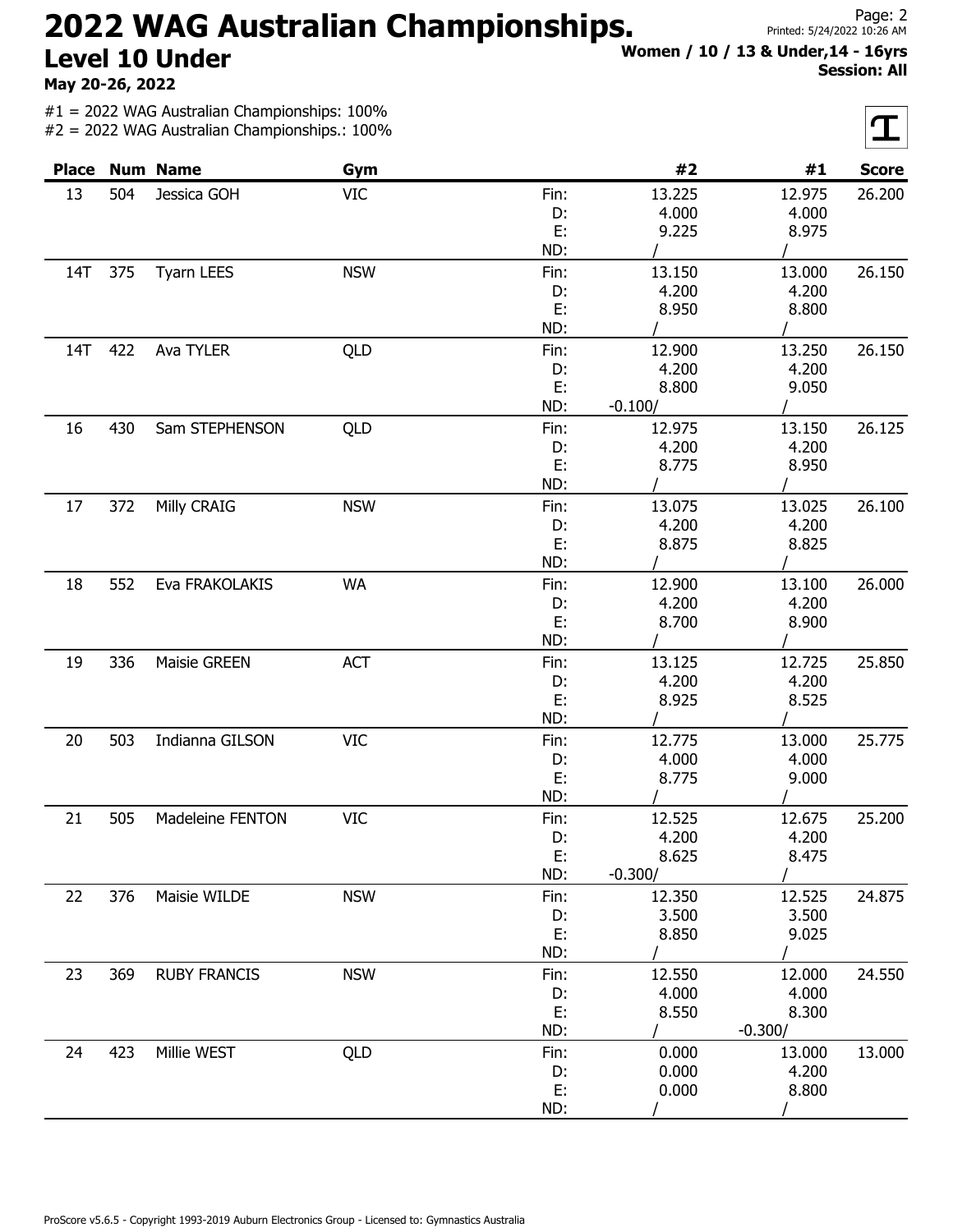# 2022 WAG Australian Championships.

## Level 10 Under

**May 20-26, 2022**

**Women / 10 / 13 & Under,14 - 16yrs**
**Session: All**

#1 = 2022 WAG Australian Championships: 100%
#2 = 2022 WAG Australian Championships.: 100%

| Place | Num | Name | Gym | | #2 | #1 | Score |
|---|---|---|---|---|---|---|---|
| 13 | 504 | Jessica GOH | VIC | Fin: | 13.225 | 12.975 | 26.200 |
| | | | | D: | 4.000 | 4.000 | |
| | | | | E: | 9.225 | 8.975 | |
| | | | | ND: | / | / | |
| 14T | 375 | Tyarn LEES | NSW | Fin: | 13.150 | 13.000 | 26.150 |
| | | | | D: | 4.200 | 4.200 | |
| | | | | E: | 8.950 | 8.800 | |
| | | | | ND: | / | / | |
| 14T | 422 | Ava TYLER | QLD | Fin: | 12.900 | 13.250 | 26.150 |
| | | | | D: | 4.200 | 4.200 | |
| | | | | E: | 8.800 | 9.050 | |
| | | | | ND: | -0.100/ | / | |
| 16 | 430 | Sam STEPHENSON | QLD | Fin: | 12.975 | 13.150 | 26.125 |
| | | | | D: | 4.200 | 4.200 | |
| | | | | E: | 8.775 | 8.950 | |
| | | | | ND: | / | / | |
| 17 | 372 | Milly CRAIG | NSW | Fin: | 13.075 | 13.025 | 26.100 |
| | | | | D: | 4.200 | 4.200 | |
| | | | | E: | 8.875 | 8.825 | |
| | | | | ND: | / | / | |
| 18 | 552 | Eva FRAKOLAKIS | WA | Fin: | 12.900 | 13.100 | 26.000 |
| | | | | D: | 4.200 | 4.200 | |
| | | | | E: | 8.700 | 8.900 | |
| | | | | ND: | / | / | |
| 19 | 336 | Maisie GREEN | ACT | Fin: | 13.125 | 12.725 | 25.850 |
| | | | | D: | 4.200 | 4.200 | |
| | | | | E: | 8.925 | 8.525 | |
| | | | | ND: | / | / | |
| 20 | 503 | Indianna GILSON | VIC | Fin: | 12.775 | 13.000 | 25.775 |
| | | | | D: | 4.000 | 4.000 | |
| | | | | E: | 8.775 | 9.000 | |
| | | | | ND: | / | / | |
| 21 | 505 | Madeleine FENTON | VIC | Fin: | 12.525 | 12.675 | 25.200 |
| | | | | D: | 4.200 | 4.200 | |
| | | | | E: | 8.625 | 8.475 | |
| | | | | ND: | -0.300/ | / | |
| 22 | 376 | Maisie WILDE | NSW | Fin: | 12.350 | 12.525 | 24.875 |
| | | | | D: | 3.500 | 3.500 | |
| | | | | E: | 8.850 | 9.025 | |
| | | | | ND: | / | / | |
| 23 | 369 | RUBY FRANCIS | NSW | Fin: | 12.550 | 12.000 | 24.550 |
| | | | | D: | 4.000 | 4.000 | |
| | | | | E: | 8.550 | 8.300 | |
| | | | | ND: | / | -0.300/ | |
| 24 | 423 | Millie WEST | QLD | Fin: | 0.000 | 13.000 | 13.000 |
| | | | | D: | 0.000 | 4.200 | |
| | | | | E: | 0.000 | 8.800 | |
| | | | | ND: | / | / | |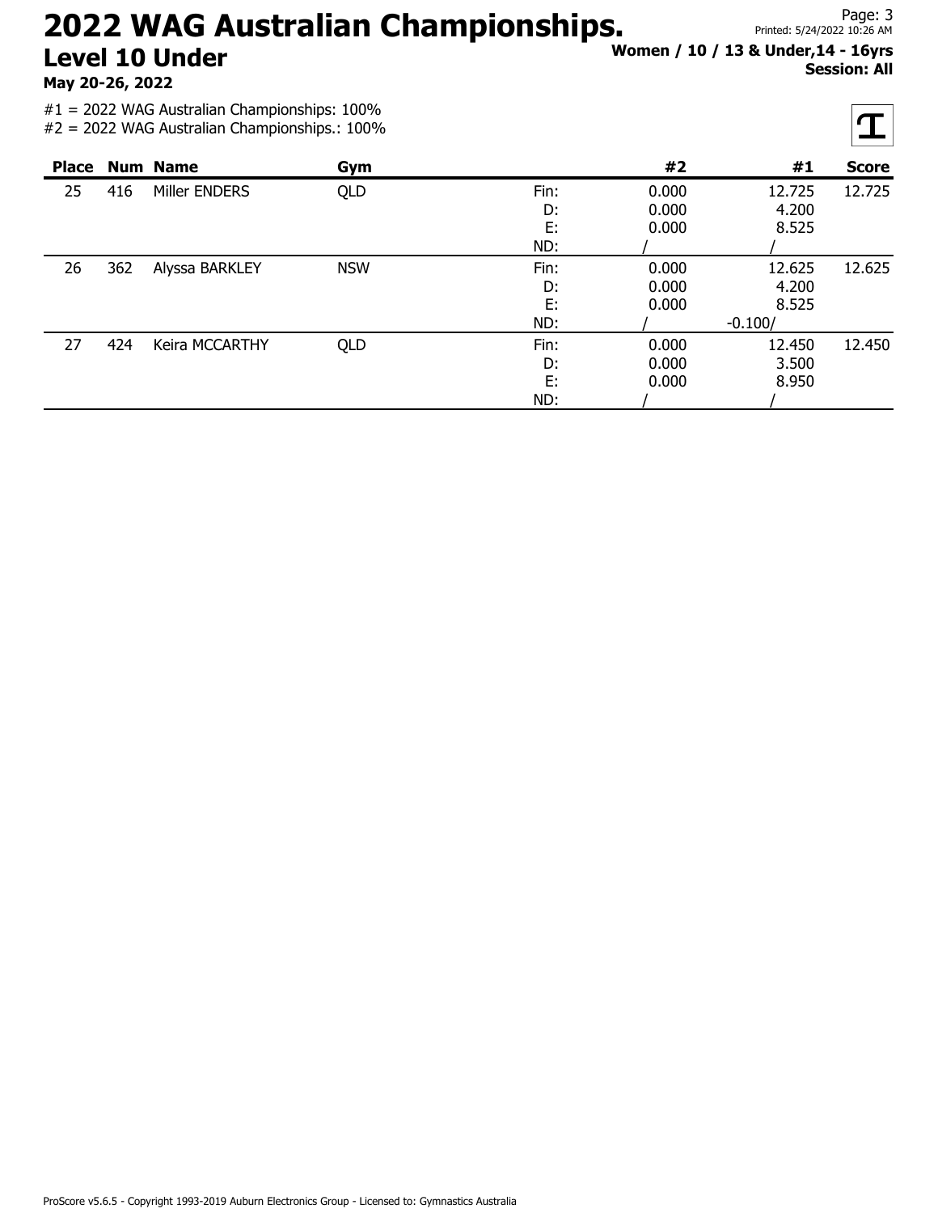# 2022 WAG Australian Championships.

## Level 10 Under

**May 20-26, 2022**

**Women / 10 / 13 & Under,14 - 16yrs**
**Session: All**

#1 = 2022 WAG Australian Championships: 100%
#2 = 2022 WAG Australian Championships.: 100%

| Place | Num | Name | Gym | | #2 | #1 | Score |
|---|---|---|---|---|---|---|---|
| 25 | 416 | Miller ENDERS | QLD | Fin: | 0.000 | 12.725 | 12.725 |
| | | | | D: | 0.000 | 4.200 | |
| | | | | E: | 0.000 | 8.525 | |
| | | | | ND: | / | / | |
| 26 | 362 | Alyssa BARKLEY | NSW | Fin: | 0.000 | 12.625 | 12.625 |
| | | | | D: | 0.000 | 4.200 | |
| | | | | E: | 0.000 | 8.525 | |
| | | | | ND: | / | -0.100/ | |
| 27 | 424 | Keira MCCARTHY | QLD | Fin: | 0.000 | 12.450 | 12.450 |
| | | | | D: | 0.000 | 3.500 | |
| | | | | E: | 0.000 | 8.950 | |
| | | | | ND: | / | / | |

ProScore v5.6.5 - Copyright 1993-2019 Auburn Electronics Group - Licensed to: Gymnastics Australia